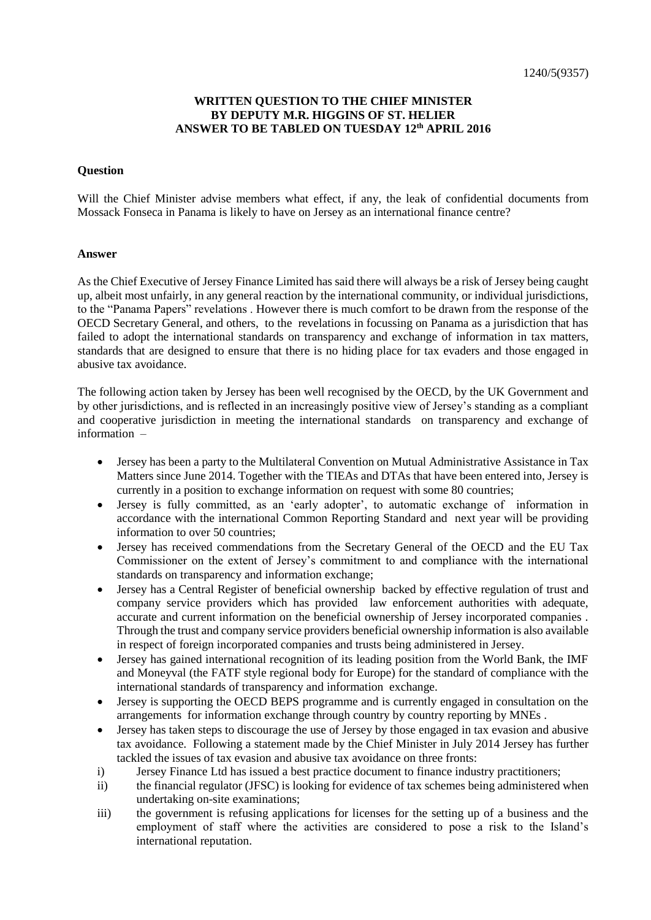1240/5(9357)

**WRITTEN QUESTION TO THE CHIEF MINISTER BY DEPUTY M.R. HIGGINS OF ST. HELIER ANSWER TO BE TABLED ON TUESDAY 12th APRIL 2016**

**Question**

Will the Chief Minister advise members what effect, if any, the leak of confidential documents from Mossack Fonseca in Panama is likely to have on Jersey as an international finance centre?

**Answer**

As the Chief Executive of Jersey Finance Limited has said there will always be a risk of Jersey being caught up, albeit most unfairly, in any general reaction by the international community, or individual jurisdictions, to the "Panama Papers" revelations . However there is much comfort to be drawn from the response of the OECD Secretary General, and others, to the revelations in focussing on Panama as a jurisdiction that has failed to adopt the international standards on transparency and exchange of information in tax matters, standards that are designed to ensure that there is no hiding place for tax evaders and those engaged in abusive tax avoidance.

The following action taken by Jersey has been well recognised by the OECD, by the UK Government and by other jurisdictions, and is reflected in an increasingly positive view of Jersey's standing as a compliant and cooperative jurisdiction in meeting the international standards on transparency and exchange of information –

- Jersey has been a party to the Multilateral Convention on Mutual Administrative Assistance in Tax Matters since June 2014. Together with the TIEAs and DTAs that have been entered into, Jersey is currently in a position to exchange information on request with some 80 countries;
- Jersey is fully committed, as an 'early adopter', to automatic exchange of information in accordance with the international Common Reporting Standard and next year will be providing information to over 50 countries;
- Jersey has received commendations from the Secretary General of the OECD and the EU Tax Commissioner on the extent of Jersey's commitment to and compliance with the international standards on transparency and information exchange;
- Jersey has a Central Register of beneficial ownership backed by effective regulation of trust and company service providers which has provided law enforcement authorities with adequate, accurate and current information on the beneficial ownership of Jersey incorporated companies . Through the trust and company service providers beneficial ownership information is also available in respect of foreign incorporated companies and trusts being administered in Jersey.
- Jersey has gained international recognition of its leading position from the World Bank, the IMF and Moneyval (the FATF style regional body for Europe) for the standard of compliance with the international standards of transparency and information exchange.
- Jersey is supporting the OECD BEPS programme and is currently engaged in consultation on the arrangements for information exchange through country by country reporting by MNEs .
- Jersey has taken steps to discourage the use of Jersey by those engaged in tax evasion and abusive tax avoidance. Following a statement made by the Chief Minister in July 2014 Jersey has further tackled the issues of tax evasion and abusive tax avoidance on three fronts:

i) Jersey Finance Ltd has issued a best practice document to finance industry practitioners;

ii) the financial regulator (JFSC) is looking for evidence of tax schemes being administered when undertaking on-site examinations;

iii) the government is refusing applications for licenses for the setting up of a business and the employment of staff where the activities are considered to pose a risk to the Island's international reputation.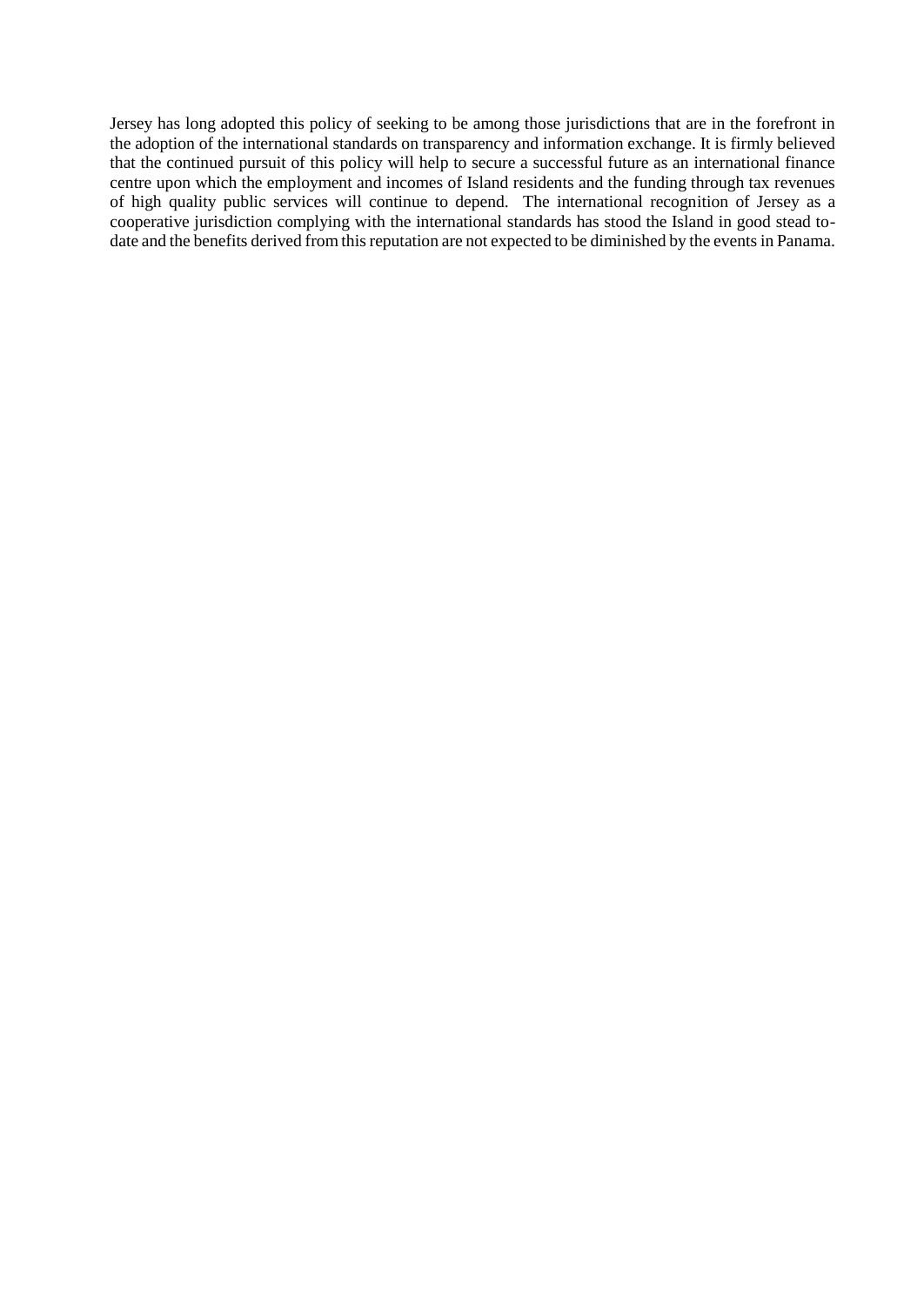Jersey has long adopted this policy of seeking to be among those jurisdictions that are in the forefront in the adoption of the international standards on transparency and information exchange. It is firmly believed that the continued pursuit of this policy will help to secure a successful future as an international finance centre upon which the employment and incomes of Island residents and the funding through tax revenues of high quality public services will continue to depend. The international recognition of Jersey as a cooperative jurisdiction complying with the international standards has stood the Island in good stead to-date and the benefits derived from this reputation are not expected to be diminished by the events in Panama.